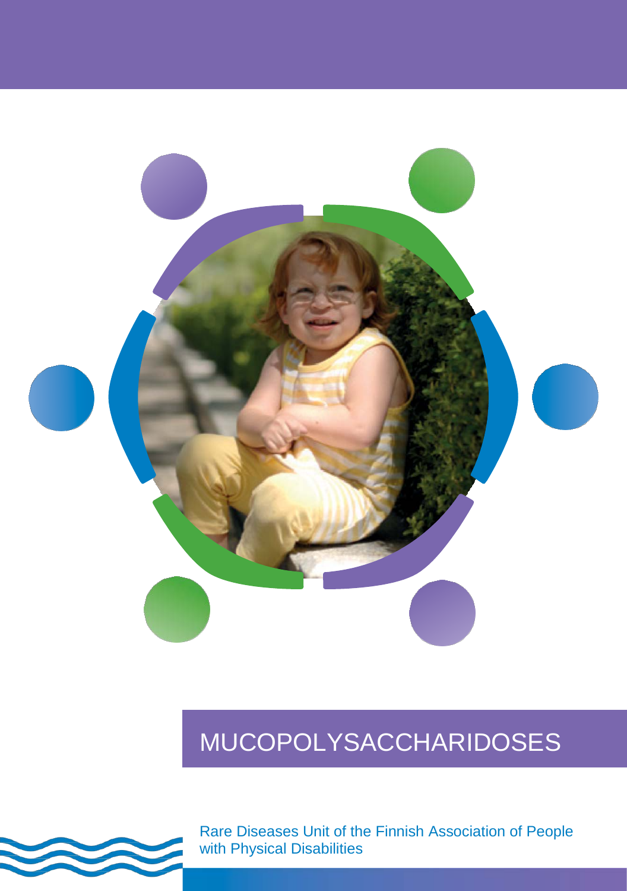# MUCOPOLYSACCHARIDOSES

Rare Diseases Unit of the Finnish Association of People with Physical Disabilities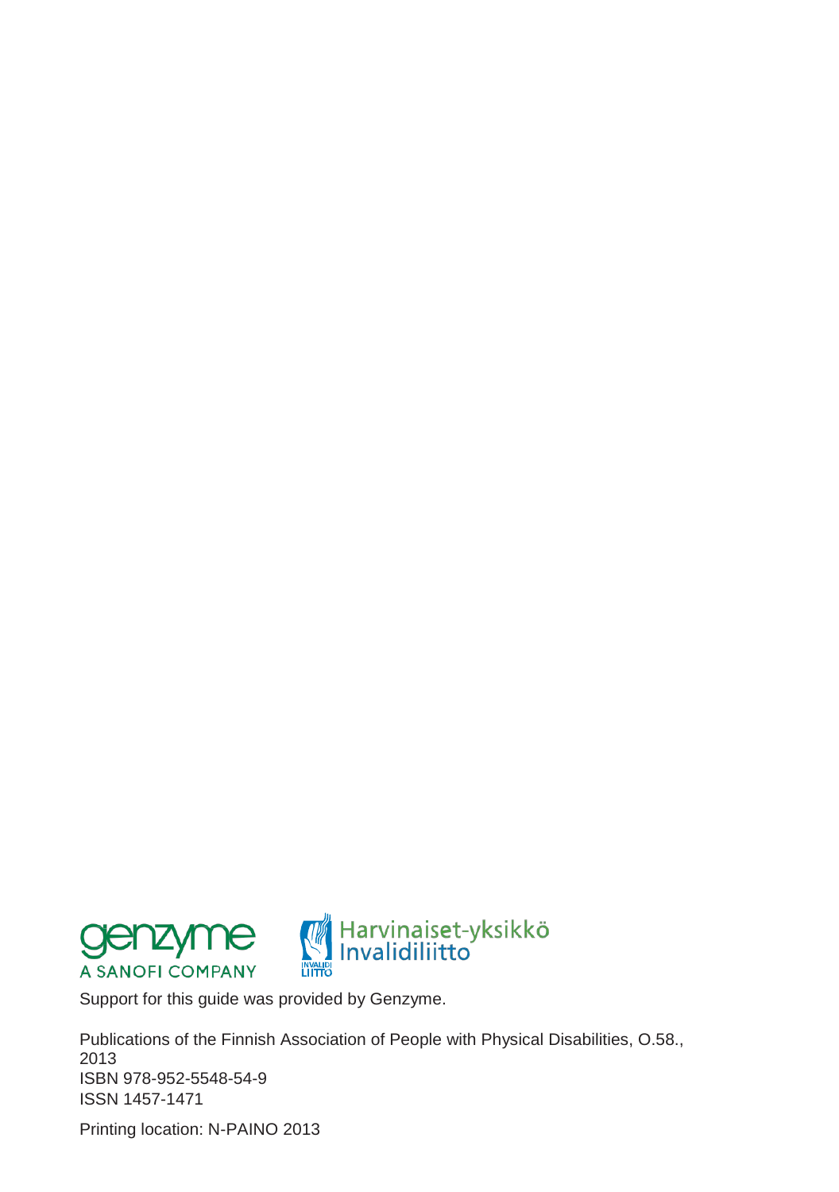genzyme
A SANOFI COMPANY

Harvinaiset-yksikkö
Invalidiliitto

Support for this guide was provided by Genzyme.

Publications of the Finnish Association of People with Physical Disabilities, O.58., 2013
ISBN 978-952-5548-54-9
ISSN 1457-1471

Printing location: N-PAINO 2013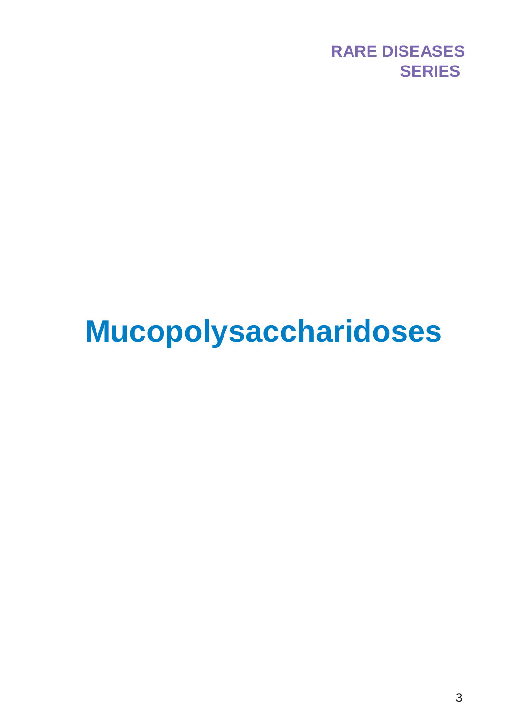RARE DISEASES SERIES

# Mucopolysaccharidoses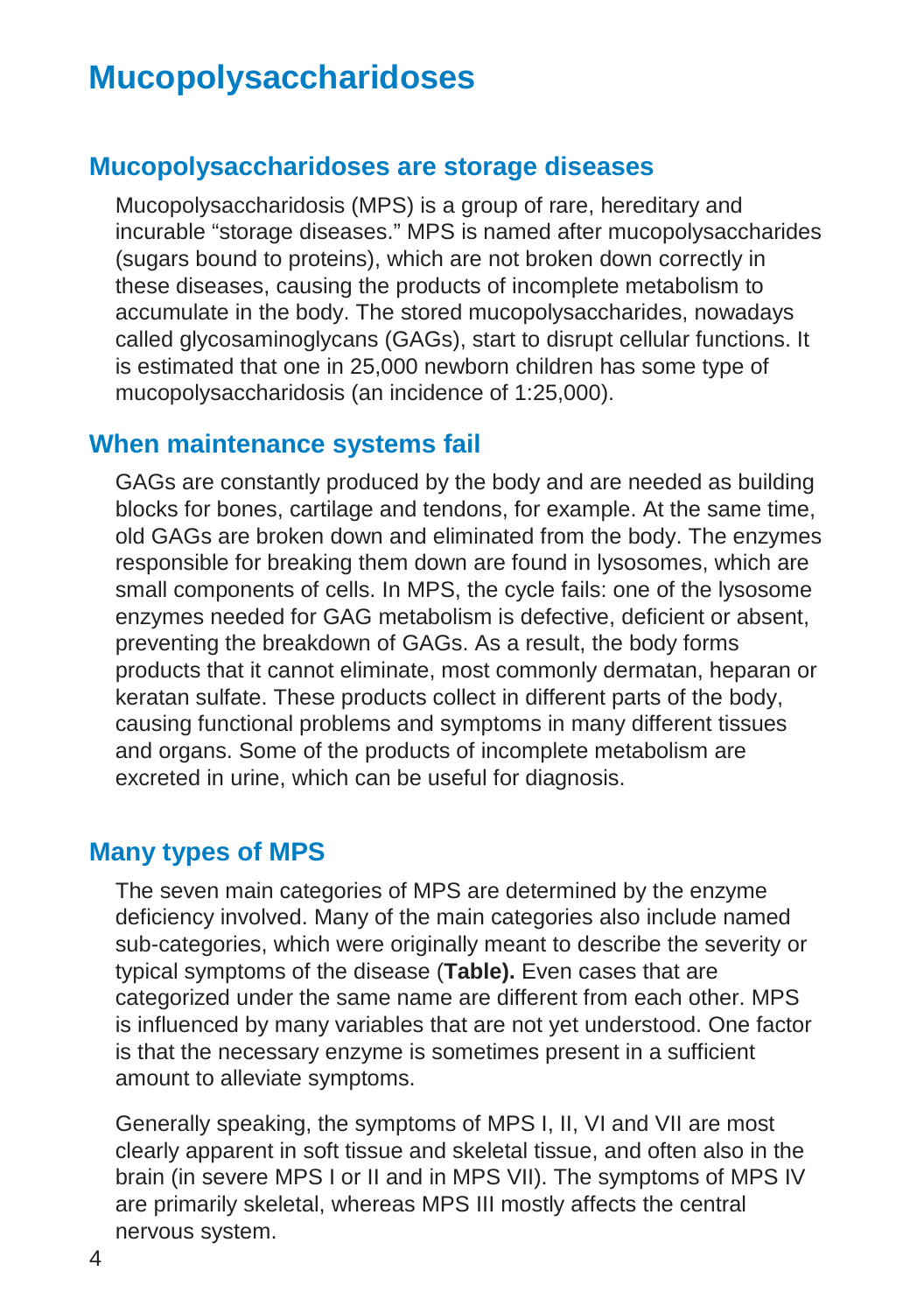# Mucopolysaccharidoses

## Mucopolysaccharidoses are storage diseases

Mucopolysaccharidosis (MPS) is a group of rare, hereditary and incurable "storage diseases." MPS is named after mucopolysaccharides (sugars bound to proteins), which are not broken down correctly in these diseases, causing the products of incomplete metabolism to accumulate in the body. The stored mucopolysaccharides, nowadays called glycosaminoglycans (GAGs), start to disrupt cellular functions. It is estimated that one in 25,000 newborn children has some type of mucopolysaccharidosis (an incidence of 1:25,000).

## When maintenance systems fail

GAGs are constantly produced by the body and are needed as building blocks for bones, cartilage and tendons, for example. At the same time, old GAGs are broken down and eliminated from the body. The enzymes responsible for breaking them down are found in lysosomes, which are small components of cells. In MPS, the cycle fails: one of the lysosome enzymes needed for GAG metabolism is defective, deficient or absent, preventing the breakdown of GAGs. As a result, the body forms products that it cannot eliminate, most commonly dermatan, heparan or keratan sulfate. These products collect in different parts of the body, causing functional problems and symptoms in many different tissues and organs. Some of the products of incomplete metabolism are excreted in urine, which can be useful for diagnosis.

## Many types of MPS

The seven main categories of MPS are determined by the enzyme deficiency involved. Many of the main categories also include named sub-categories, which were originally meant to describe the severity or typical symptoms of the disease (**Table).** Even cases that are categorized under the same name are different from each other. MPS is influenced by many variables that are not yet understood. One factor is that the necessary enzyme is sometimes present in a sufficient amount to alleviate symptoms.

Generally speaking, the symptoms of MPS I, II, VI and VII are most clearly apparent in soft tissue and skeletal tissue, and often also in the brain (in severe MPS I or II and in MPS VII). The symptoms of MPS IV are primarily skeletal, whereas MPS III mostly affects the central nervous system.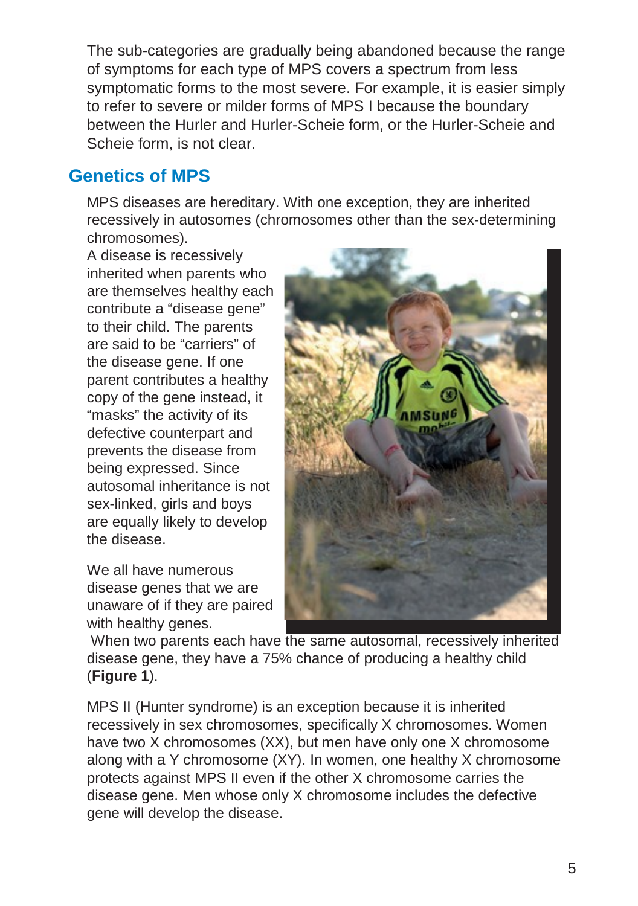The sub-categories are gradually being abandoned because the range of symptoms for each type of MPS covers a spectrum from less symptomatic forms to the most severe. For example, it is easier simply to refer to severe or milder forms of MPS I because the boundary between the Hurler and Hurler-Scheie form, or the Hurler-Scheie and Scheie form, is not clear.

## Genetics of MPS

MPS diseases are hereditary. With one exception, they are inherited recessively in autosomes (chromosomes other than the sex-determining chromosomes).

A disease is recessively inherited when parents who are themselves healthy each contribute a "disease gene" to their child. The parents are said to be "carriers" of the disease gene. If one parent contributes a healthy copy of the gene instead, it "masks" the activity of its defective counterpart and prevents the disease from being expressed. Since autosomal inheritance is not sex-linked, girls and boys are equally likely to develop the disease.

We all have numerous disease genes that we are unaware of if they are paired with healthy genes. When two parents each have the same autosomal, recessively inherited disease gene, they have a 75% chance of producing a healthy child (**Figure 1**).

MPS II (Hunter syndrome) is an exception because it is inherited recessively in sex chromosomes, specifically X chromosomes. Women have two X chromosomes (XX), but men have only one X chromosome along with a Y chromosome (XY). In women, one healthy X chromosome protects against MPS II even if the other X chromosome carries the disease gene. Men whose only X chromosome includes the defective gene will develop the disease.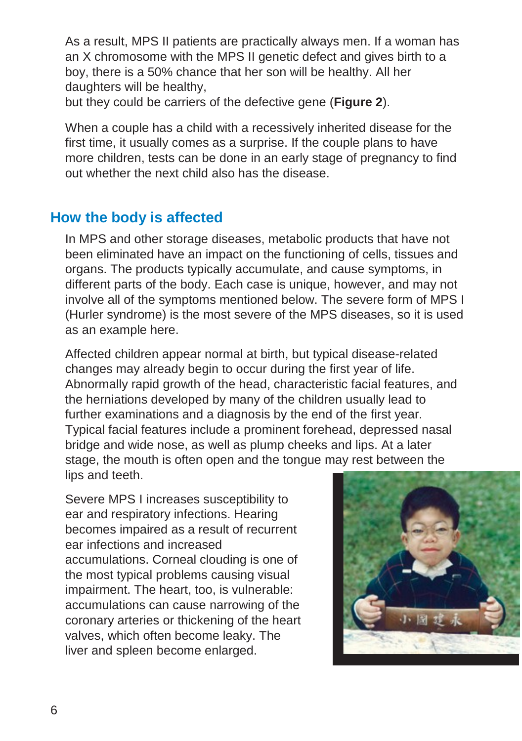As a result, MPS II patients are practically always men. If a woman has an X chromosome with the MPS II genetic defect and gives birth to a boy, there is a 50% chance that her son will be healthy. All her daughters will be healthy,
but they could be carriers of the defective gene (**Figure 2**).

When a couple has a child with a recessively inherited disease for the first time, it usually comes as a surprise. If the couple plans to have more children, tests can be done in an early stage of pregnancy to find out whether the next child also has the disease.

## How the body is affected

In MPS and other storage diseases, metabolic products that have not been eliminated have an impact on the functioning of cells, tissues and organs. The products typically accumulate, and cause symptoms, in different parts of the body. Each case is unique, however, and may not involve all of the symptoms mentioned below. The severe form of MPS I (Hurler syndrome) is the most severe of the MPS diseases, so it is used as an example here.

Affected children appear normal at birth, but typical disease-related changes may already begin to occur during the first year of life. Abnormally rapid growth of the head, characteristic facial features, and the herniations developed by many of the children usually lead to further examinations and a diagnosis by the end of the first year. Typical facial features include a prominent forehead, depressed nasal bridge and wide nose, as well as plump cheeks and lips. At a later stage, the mouth is often open and the tongue may rest between the lips and teeth.

Severe MPS I increases susceptibility to ear and respiratory infections. Hearing becomes impaired as a result of recurrent ear infections and increased accumulations. Corneal clouding is one of the most typical problems causing visual impairment. The heart, too, is vulnerable: accumulations can cause narrowing of the coronary arteries or thickening of the heart valves, which often become leaky. The liver and spleen become enlarged.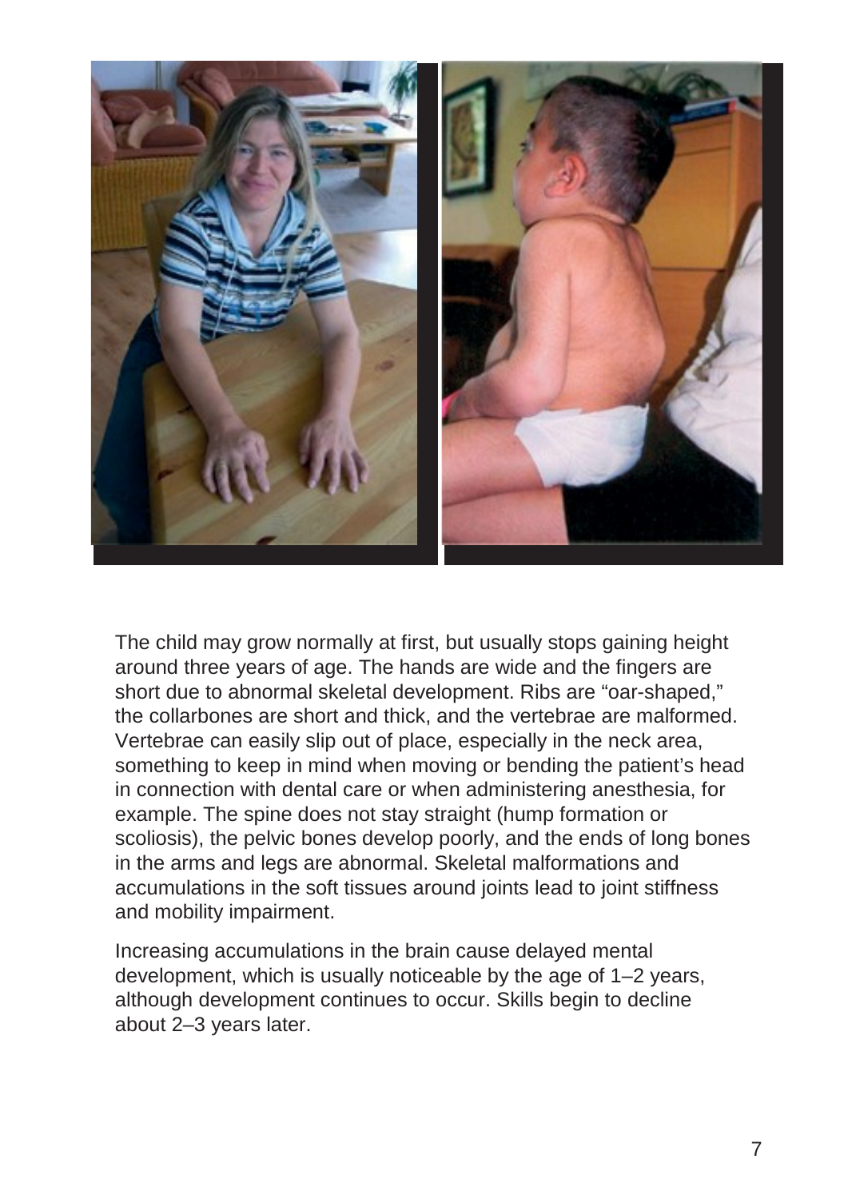The child may grow normally at first, but usually stops gaining height around three years of age. The hands are wide and the fingers are short due to abnormal skeletal development. Ribs are "oar-shaped," the collarbones are short and thick, and the vertebrae are malformed. Vertebrae can easily slip out of place, especially in the neck area, something to keep in mind when moving or bending the patient's head in connection with dental care or when administering anesthesia, for example. The spine does not stay straight (hump formation or scoliosis), the pelvic bones develop poorly, and the ends of long bones in the arms and legs are abnormal. Skeletal malformations and accumulations in the soft tissues around joints lead to joint stiffness and mobility impairment.

Increasing accumulations in the brain cause delayed mental development, which is usually noticeable by the age of 1–2 years, although development continues to occur. Skills begin to decline about 2–3 years later.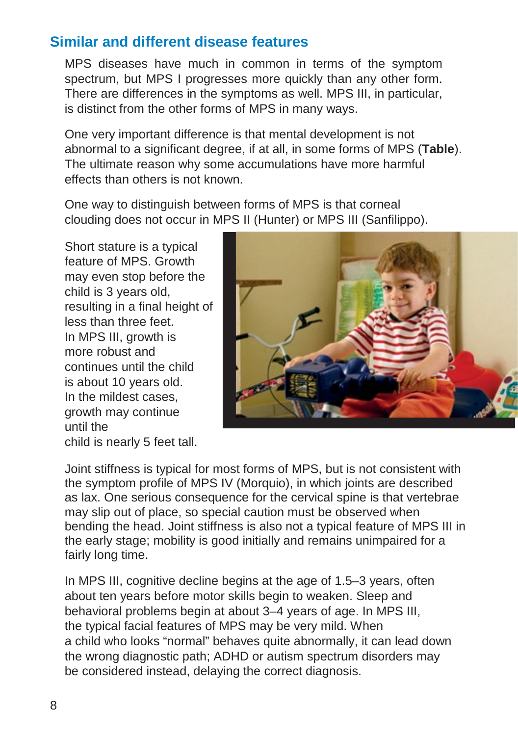## Similar and different disease features

MPS diseases have much in common in terms of the symptom spectrum, but MPS I progresses more quickly than any other form. There are differences in the symptoms as well. MPS III, in particular, is distinct from the other forms of MPS in many ways.

One very important difference is that mental development is not abnormal to a significant degree, if at all, in some forms of MPS (**Table**). The ultimate reason why some accumulations have more harmful effects than others is not known.

One way to distinguish between forms of MPS is that corneal clouding does not occur in MPS II (Hunter) or MPS III (Sanfilippo).

Short stature is a typical feature of MPS. Growth may even stop before the child is 3 years old, resulting in a final height of less than three feet. In MPS III, growth is more robust and continues until the child is about 10 years old. In the mildest cases, growth may continue until the child is nearly 5 feet tall.

Joint stiffness is typical for most forms of MPS, but is not consistent with the symptom profile of MPS IV (Morquio), in which joints are described as lax. One serious consequence for the cervical spine is that vertebrae may slip out of place, so special caution must be observed when bending the head. Joint stiffness is also not a typical feature of MPS III in the early stage; mobility is good initially and remains unimpaired for a fairly long time.

In MPS III, cognitive decline begins at the age of 1.5–3 years, often about ten years before motor skills begin to weaken. Sleep and behavioral problems begin at about 3–4 years of age. In MPS III, the typical facial features of MPS may be very mild. When a child who looks "normal" behaves quite abnormally, it can lead down the wrong diagnostic path; ADHD or autism spectrum disorders may be considered instead, delaying the correct diagnosis.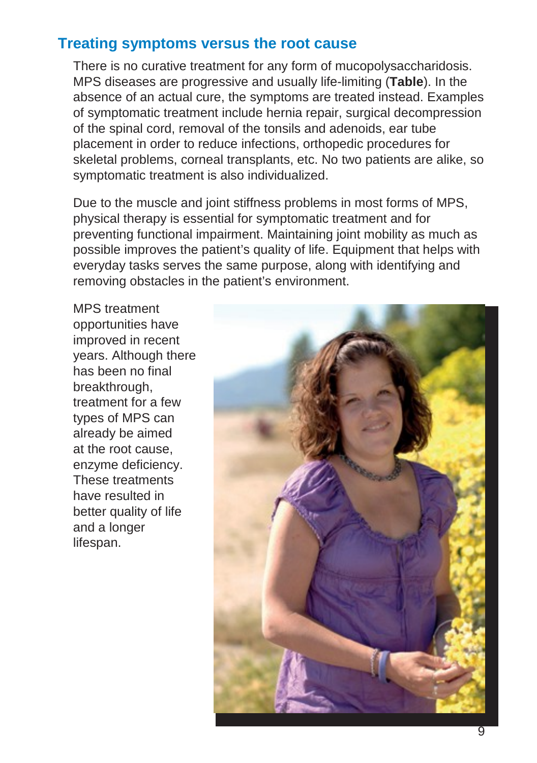## Treating symptoms versus the root cause

There is no curative treatment for any form of mucopolysaccharidosis. MPS diseases are progressive and usually life-limiting (**Table**). In the absence of an actual cure, the symptoms are treated instead. Examples of symptomatic treatment include hernia repair, surgical decompression of the spinal cord, removal of the tonsils and adenoids, ear tube placement in order to reduce infections, orthopedic procedures for skeletal problems, corneal transplants, etc. No two patients are alike, so symptomatic treatment is also individualized.

Due to the muscle and joint stiffness problems in most forms of MPS, physical therapy is essential for symptomatic treatment and for preventing functional impairment. Maintaining joint mobility as much as possible improves the patient's quality of life. Equipment that helps with everyday tasks serves the same purpose, along with identifying and removing obstacles in the patient's environment.

MPS treatment opportunities have improved in recent years. Although there has been no final breakthrough, treatment for a few types of MPS can already be aimed at the root cause, enzyme deficiency. These treatments have resulted in better quality of life and a longer lifespan.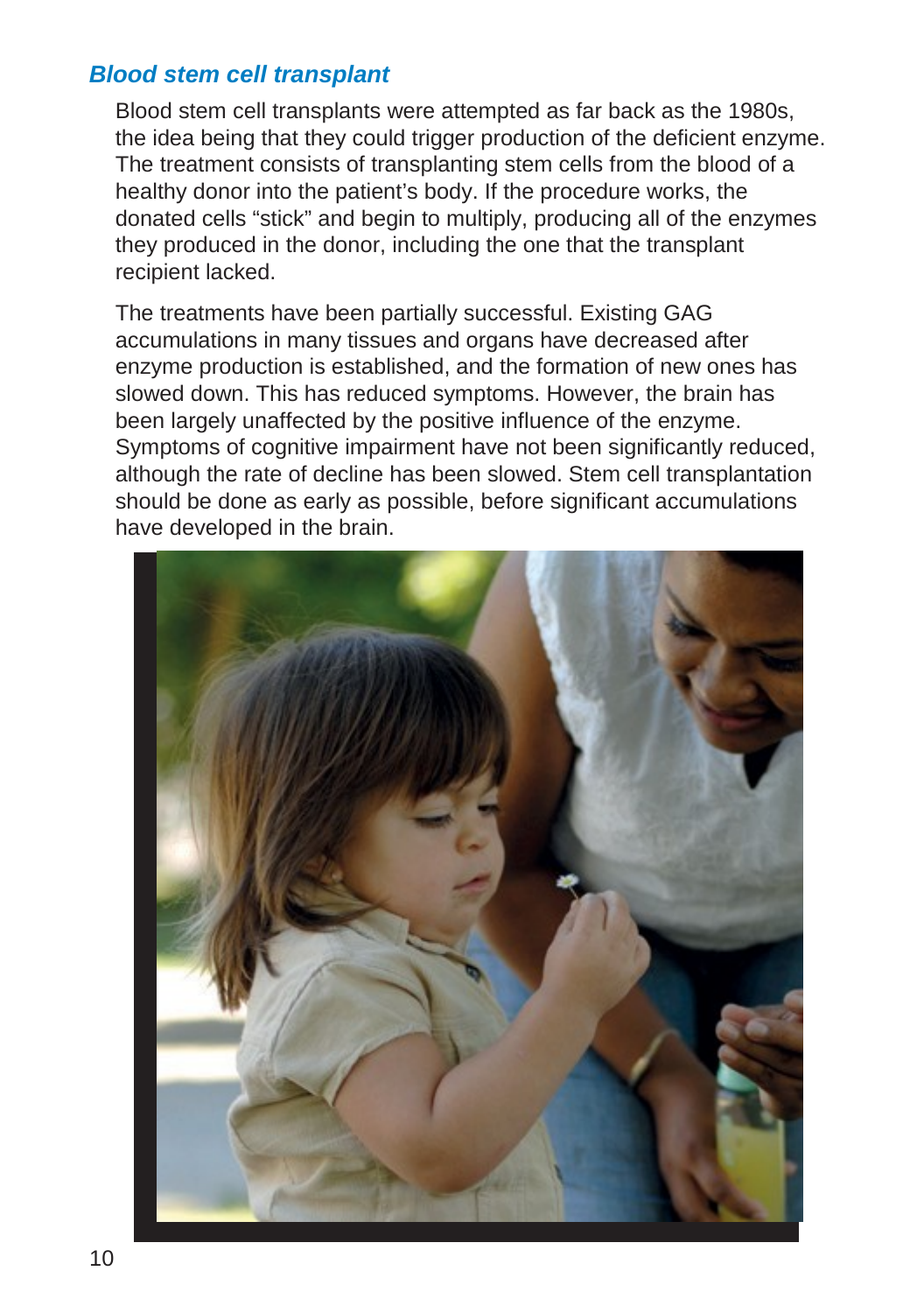### *Blood stem cell transplant*

Blood stem cell transplants were attempted as far back as the 1980s, the idea being that they could trigger production of the deficient enzyme. The treatment consists of transplanting stem cells from the blood of a healthy donor into the patient's body. If the procedure works, the donated cells "stick" and begin to multiply, producing all of the enzymes they produced in the donor, including the one that the transplant recipient lacked.

The treatments have been partially successful. Existing GAG accumulations in many tissues and organs have decreased after enzyme production is established, and the formation of new ones has slowed down. This has reduced symptoms. However, the brain has been largely unaffected by the positive influence of the enzyme. Symptoms of cognitive impairment have not been significantly reduced, although the rate of decline has been slowed. Stem cell transplantation should be done as early as possible, before significant accumulations have developed in the brain.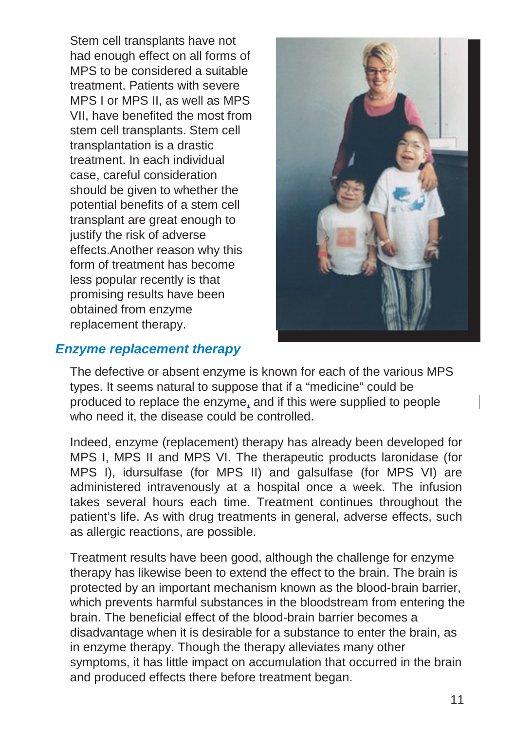Stem cell transplants have not had enough effect on all forms of MPS to be considered a suitable treatment. Patients with severe MPS I or MPS II, as well as MPS VII, have benefited the most from stem cell transplants. Stem cell transplantation is a drastic treatment. In each individual case, careful consideration should be given to whether the potential benefits of a stem cell transplant are great enough to justify the risk of adverse effects.Another reason why this form of treatment has become less popular recently is that promising results have been obtained from enzyme replacement therapy.

## *Enzyme replacement therapy*

The defective or absent enzyme is known for each of the various MPS types. It seems natural to suppose that if a "medicine" could be produced to replace the enzyme, and if this were supplied to people who need it, the disease could be controlled.

Indeed, enzyme (replacement) therapy has already been developed for MPS I, MPS II and MPS VI. The therapeutic products laronidase (for MPS I), idursulfase (for MPS II) and galsulfase (for MPS VI) are administered intravenously at a hospital once a week. The infusion takes several hours each time. Treatment continues throughout the patient's life. As with drug treatments in general, adverse effects, such as allergic reactions, are possible.

Treatment results have been good, although the challenge for enzyme therapy has likewise been to extend the effect to the brain. The brain is protected by an important mechanism known as the blood-brain barrier, which prevents harmful substances in the bloodstream from entering the brain. The beneficial effect of the blood-brain barrier becomes a disadvantage when it is desirable for a substance to enter the brain, as in enzyme therapy. Though the therapy alleviates many other symptoms, it has little impact on accumulation that occurred in the brain and produced effects there before treatment began.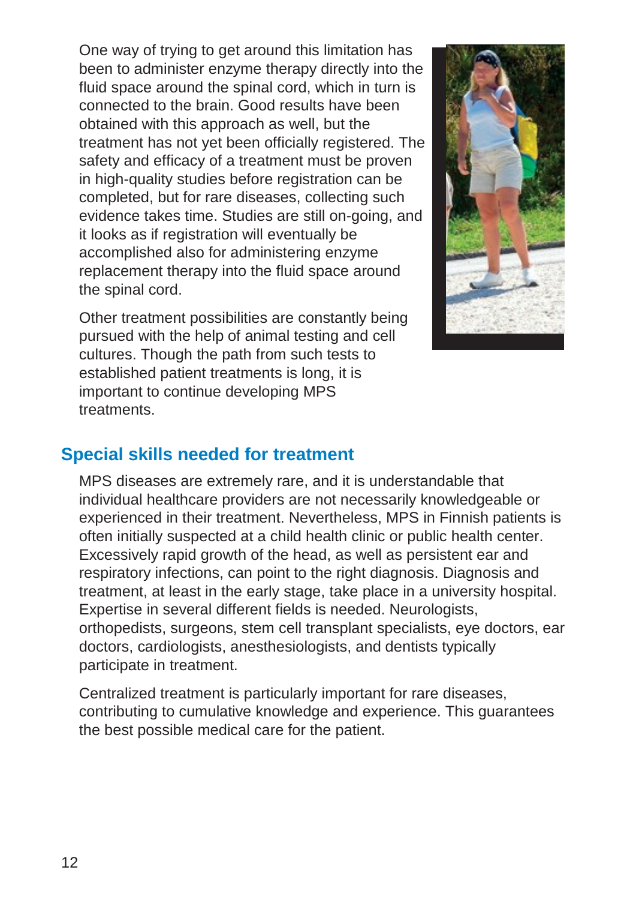One way of trying to get around this limitation has been to administer enzyme therapy directly into the fluid space around the spinal cord, which in turn is connected to the brain. Good results have been obtained with this approach as well, but the treatment has not yet been officially registered. The safety and efficacy of a treatment must be proven in high-quality studies before registration can be completed, but for rare diseases, collecting such evidence takes time. Studies are still on-going, and it looks as if registration will eventually be accomplished also for administering enzyme replacement therapy into the fluid space around the spinal cord.

Other treatment possibilities are constantly being pursued with the help of animal testing and cell cultures. Though the path from such tests to established patient treatments is long, it is important to continue developing MPS treatments.

## Special skills needed for treatment

MPS diseases are extremely rare, and it is understandable that individual healthcare providers are not necessarily knowledgeable or experienced in their treatment. Nevertheless, MPS in Finnish patients is often initially suspected at a child health clinic or public health center. Excessively rapid growth of the head, as well as persistent ear and respiratory infections, can point to the right diagnosis. Diagnosis and treatment, at least in the early stage, take place in a university hospital. Expertise in several different fields is needed. Neurologists, orthopedists, surgeons, stem cell transplant specialists, eye doctors, ear doctors, cardiologists, anesthesiologists, and dentists typically participate in treatment.

Centralized treatment is particularly important for rare diseases, contributing to cumulative knowledge and experience. This guarantees the best possible medical care for the patient.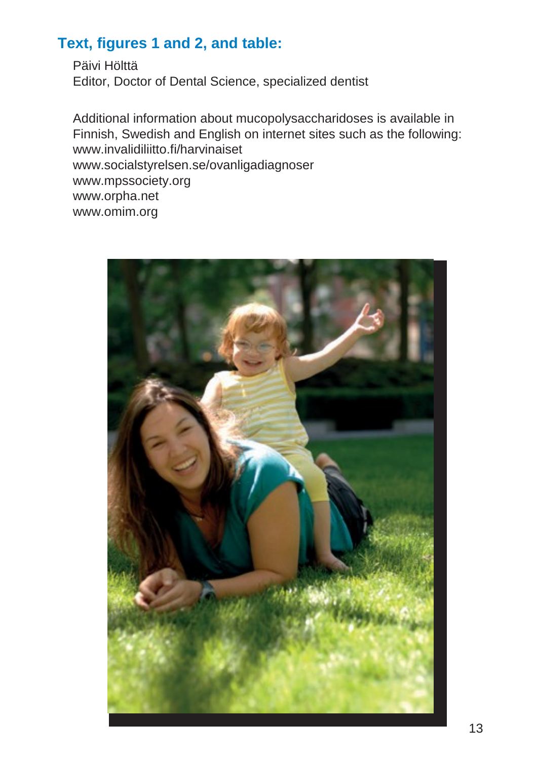## Text, figures 1 and 2, and table:

Päivi Hölttä
Editor, Doctor of Dental Science, specialized dentist

Additional information about mucopolysaccharidoses is available in Finnish, Swedish and English on internet sites such as the following:
www.invalidiliitto.fi/harvinaiset
www.socialstyrelsen.se/ovanligadiagnoser
www.mpssociety.org
www.orpha.net
www.omim.org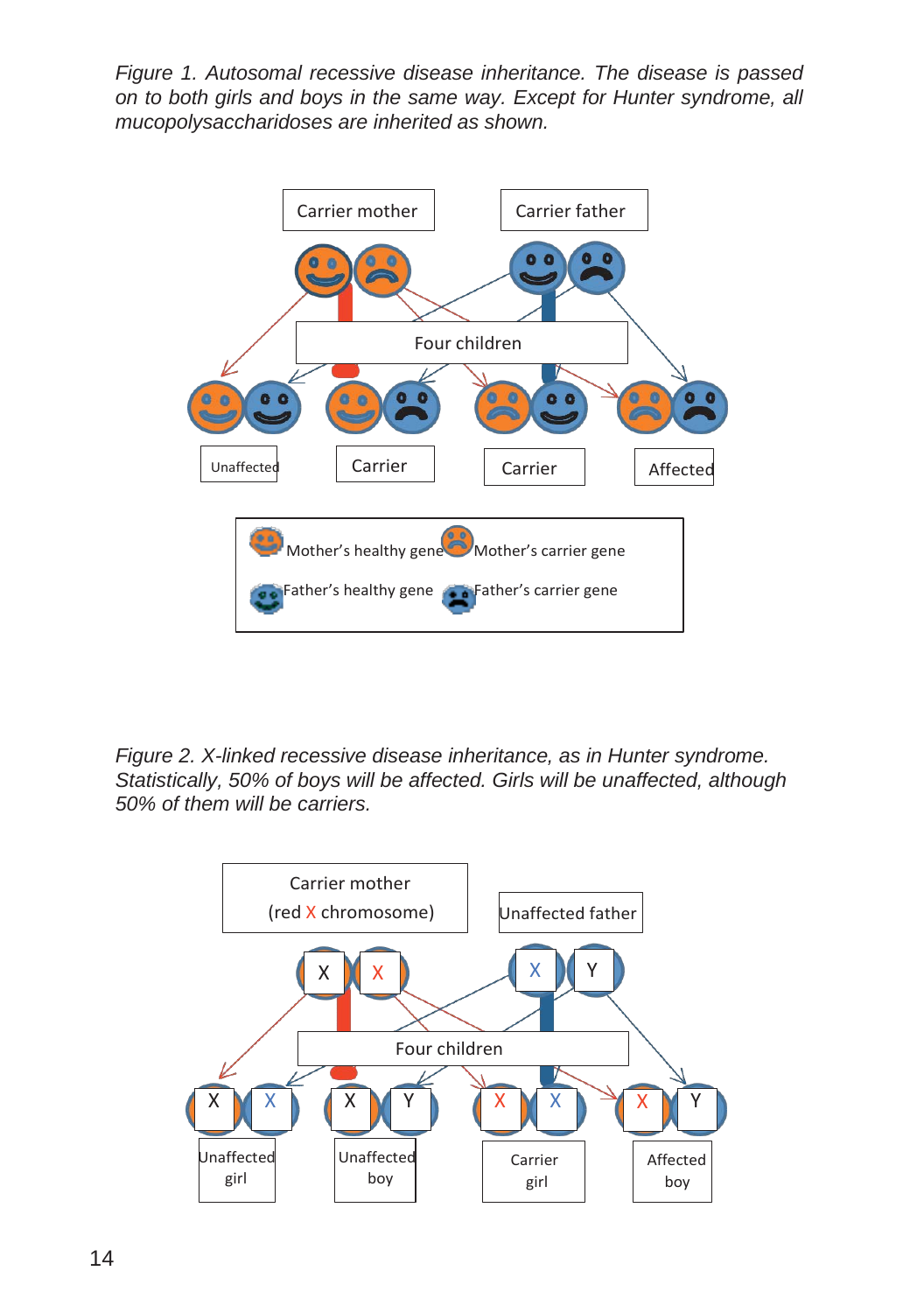*Figure 1. Autosomal recessive disease inheritance. The disease is passed on to both girls and boys in the same way. Except for Hunter syndrome, all mucopolysaccharidoses are inherited as shown.*

Carrier mother

Carrier father

Four children

Unaffected

Carrier

Carrier

Affected

Mother's healthy gene

Mother's carrier gene

Father's healthy gene

Father's carrier gene

*Figure 2. X-linked recessive disease inheritance, as in Hunter syndrome. Statistically, 50% of boys will be affected. Girls will be unaffected, although 50% of them will be carriers.*

Carrier mother (red X chromosome)

Unaffected father

X X

X Y

Four children

X X

X Y

X X

X Y

Unaffected girl

Unaffected boy

Carrier girl

Affected boy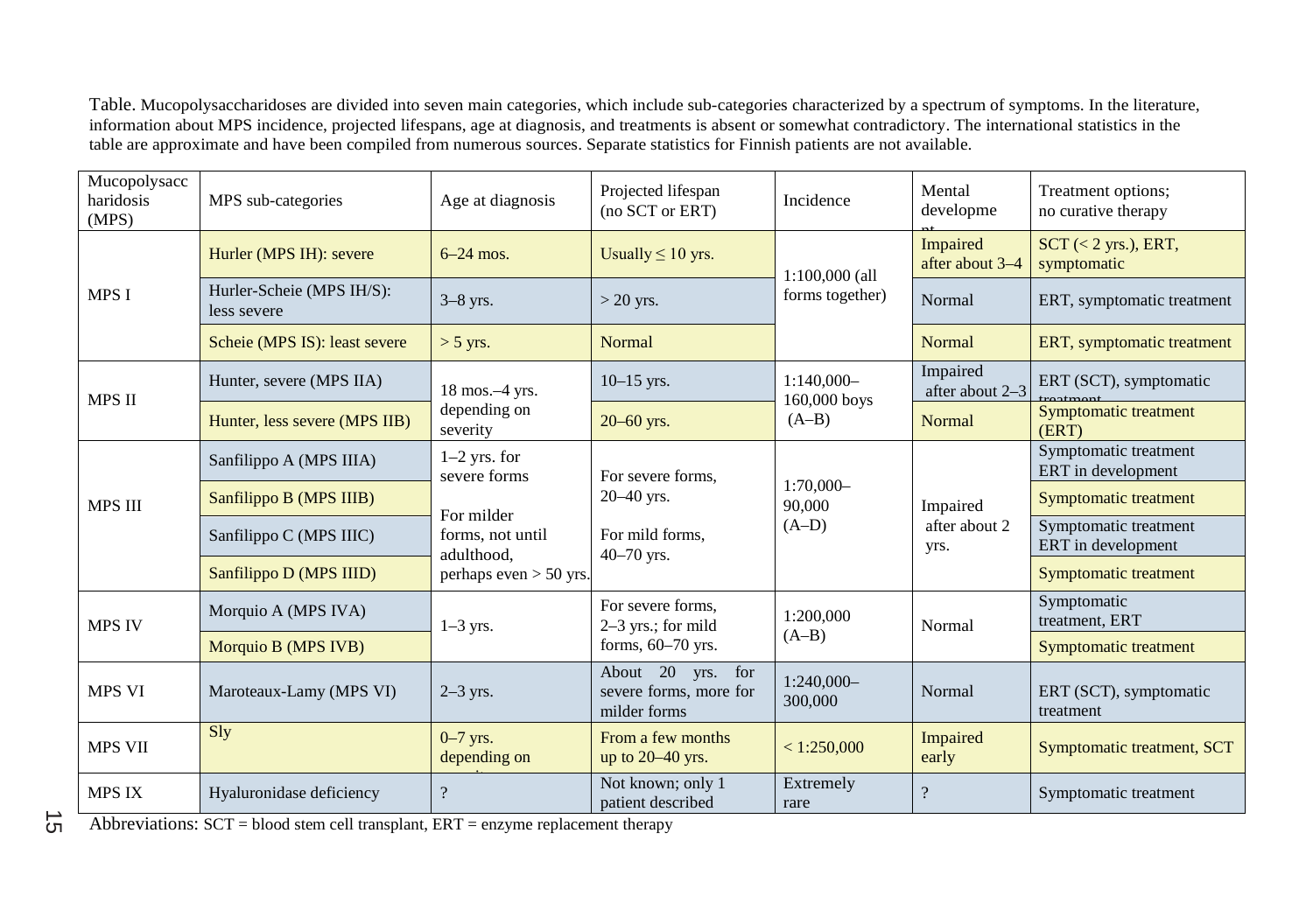Table. Mucopolysaccharidoses are divided into seven main categories, which include sub-categories characterized by a spectrum of symptoms. In the literature, information about MPS incidence, projected lifespans, age at diagnosis, and treatments is absent or somewhat contradictory. The international statistics in the table are approximate and have been compiled from numerous sources. Separate statistics for Finnish patients are not available.

| Mucopolysaccharidosis (MPS) | MPS sub-categories | Age at diagnosis | Projected lifespan (no SCT or ERT) | Incidence | Mental development | Treatment options; no curative therapy |
|---|---|---|---|---|---|---|
| MPS I | Hurler (MPS IH): severe | 6–24 mos. | Usually ≤ 10 yrs. | 1:100,000 (all forms together) | Impaired after about 3–4 | SCT (< 2 yrs.), ERT, symptomatic |
| | Hurler-Scheie (MPS IH/S): less severe | 3–8 yrs. | > 20 yrs. | | Normal | ERT, symptomatic treatment |
| | Scheie (MPS IS): least severe | > 5 yrs. | Normal | | Normal | ERT, symptomatic treatment |
| MPS II | Hunter, severe (MPS IIA) | 18 mos.–4 yrs. depending on severity | 10–15 yrs. | 1:140,000–160,000 boys (A–B) | Impaired after about 2–3 | ERT (SCT), symptomatic treatment |
| | Hunter, less severe (MPS IIB) | | 20–60 yrs. | | Normal | Symptomatic treatment (ERT) |
| MPS III | Sanfilippo A (MPS IIIA) | 1–2 yrs. for severe forms For milder forms, not until adulthood, perhaps even > 50 yrs. | For severe forms, 20–40 yrs. For mild forms, 40–70 yrs. | 1:70,000–90,000 (A–D) | Impaired after about 2 yrs. | Symptomatic treatment ERT in development |
| | Sanfilippo B (MPS IIIB) | | | | | Symptomatic treatment |
| | Sanfilippo C (MPS IIIC) | | | | | Symptomatic treatment ERT in development |
| | Sanfilippo D (MPS IIID) | | | | | Symptomatic treatment |
| MPS IV | Morquio A (MPS IVA) | 1–3 yrs. | For severe forms, 2–3 yrs.; for mild forms, 60–70 yrs. | 1:200,000 (A–B) | Normal | Symptomatic treatment, ERT |
| | Morquio B (MPS IVB) | | | | | Symptomatic treatment |
| MPS VI | Maroteaux-Lamy (MPS VI) | 2–3 yrs. | About 20 yrs. for severe forms, more for milder forms | 1:240,000–300,000 | Normal | ERT (SCT), symptomatic treatment |
| MPS VII | Sly | 0–7 yrs. depending on severity | From a few months up to 20–40 yrs. | < 1:250,000 | Impaired early | Symptomatic treatment, SCT |
| MPS IX | Hyaluronidase deficiency | ? | Not known; only 1 patient described | Extremely rare | ? | Symptomatic treatment |

Abbreviations: SCT = blood stem cell transplant, ERT = enzyme replacement therapy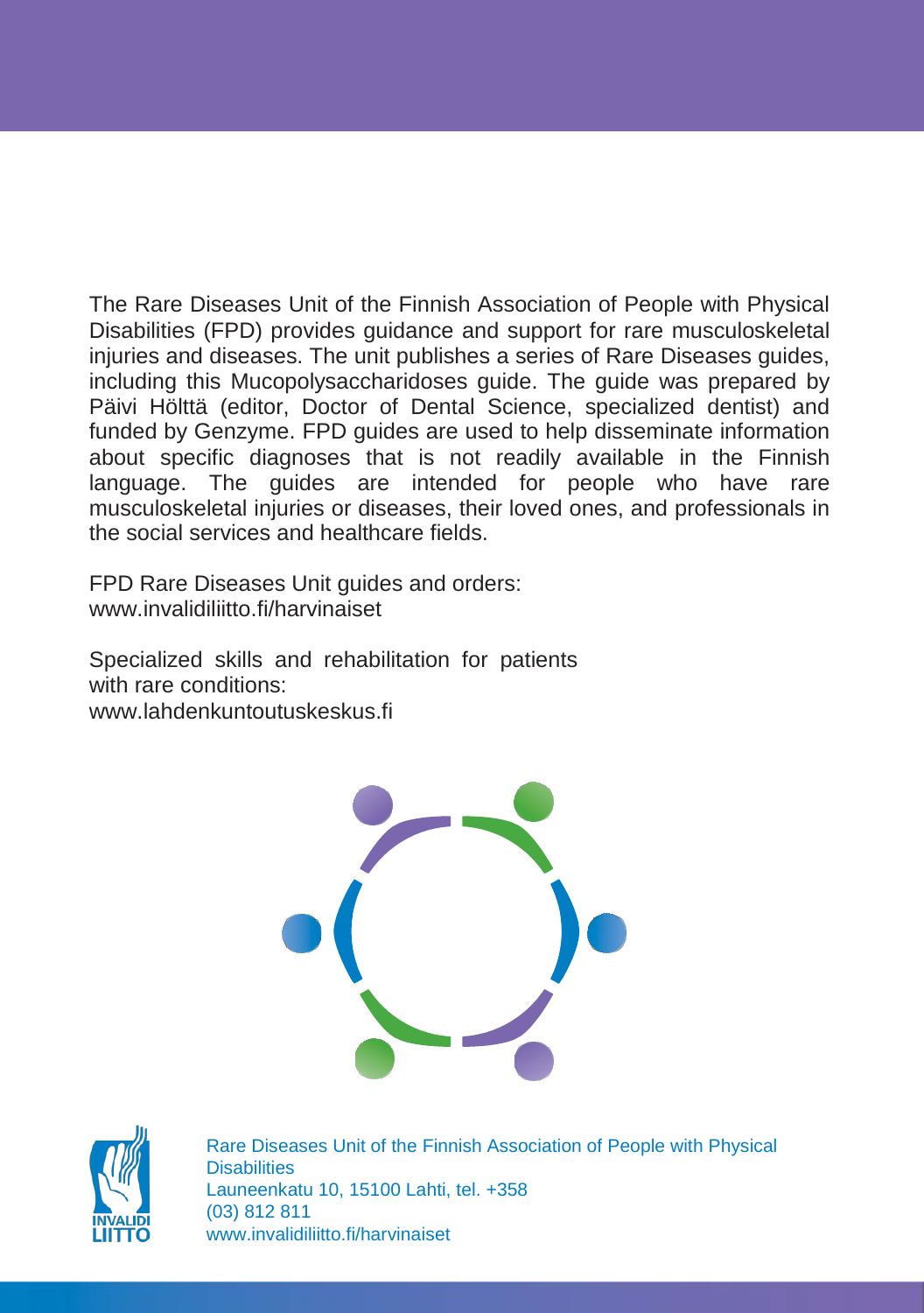The Rare Diseases Unit of the Finnish Association of People with Physical Disabilities (FPD) provides guidance and support for rare musculoskeletal injuries and diseases. The unit publishes a series of Rare Diseases guides, including this Mucopolysaccharidoses guide. The guide was prepared by Päivi Hölttä (editor, Doctor of Dental Science, specialized dentist) and funded by Genzyme. FPD guides are used to help disseminate information about specific diagnoses that is not readily available in the Finnish language. The guides are intended for people who have rare musculoskeletal injuries or diseases, their loved ones, and professionals in the social services and healthcare fields.

FPD Rare Diseases Unit guides and orders:
www.invalidiliitto.fi/harvinaiset

Specialized skills and rehabilitation for patients with rare conditions:
www.lahdenkuntoutuskeskus.fi

INVALIDI LIITTO

Rare Diseases Unit of the Finnish Association of People with Physical Disabilities
Launeenkatu 10, 15100 Lahti, tel. +358 (03) 812 811
www.invalidiliitto.fi/harvinaiset